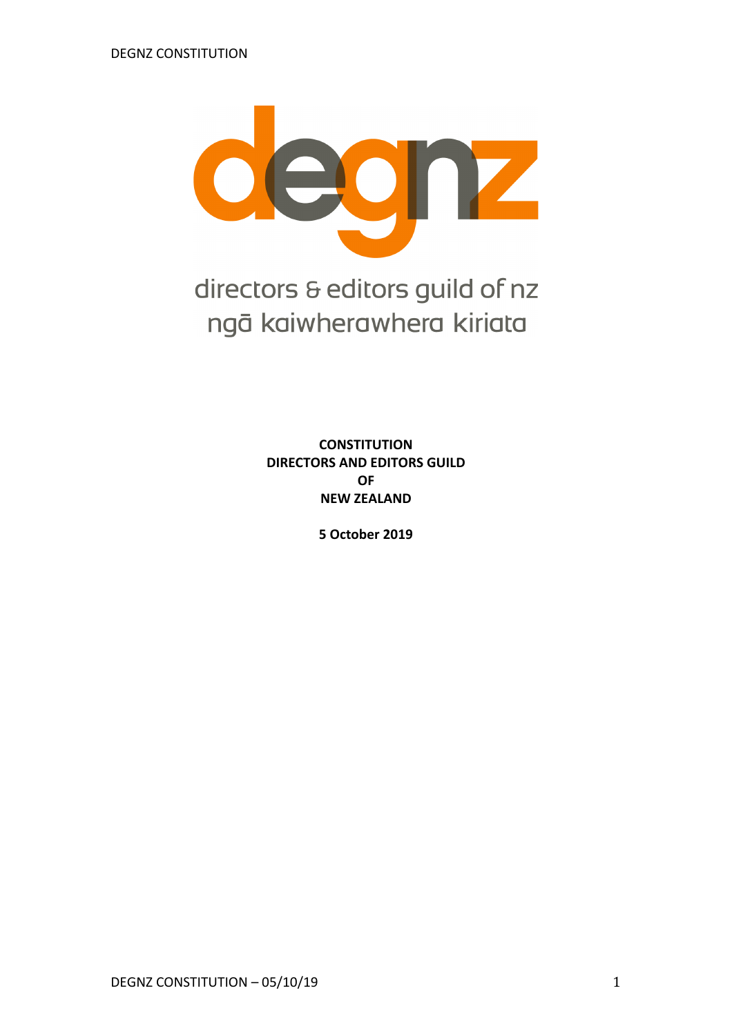directors & editors guild of nz
ngā kaiwherawhera kiriata

**CONSTITUTION**
**DIRECTORS AND EDITORS GUILD**
**OF**
**NEW ZEALAND**

**5 October 2019**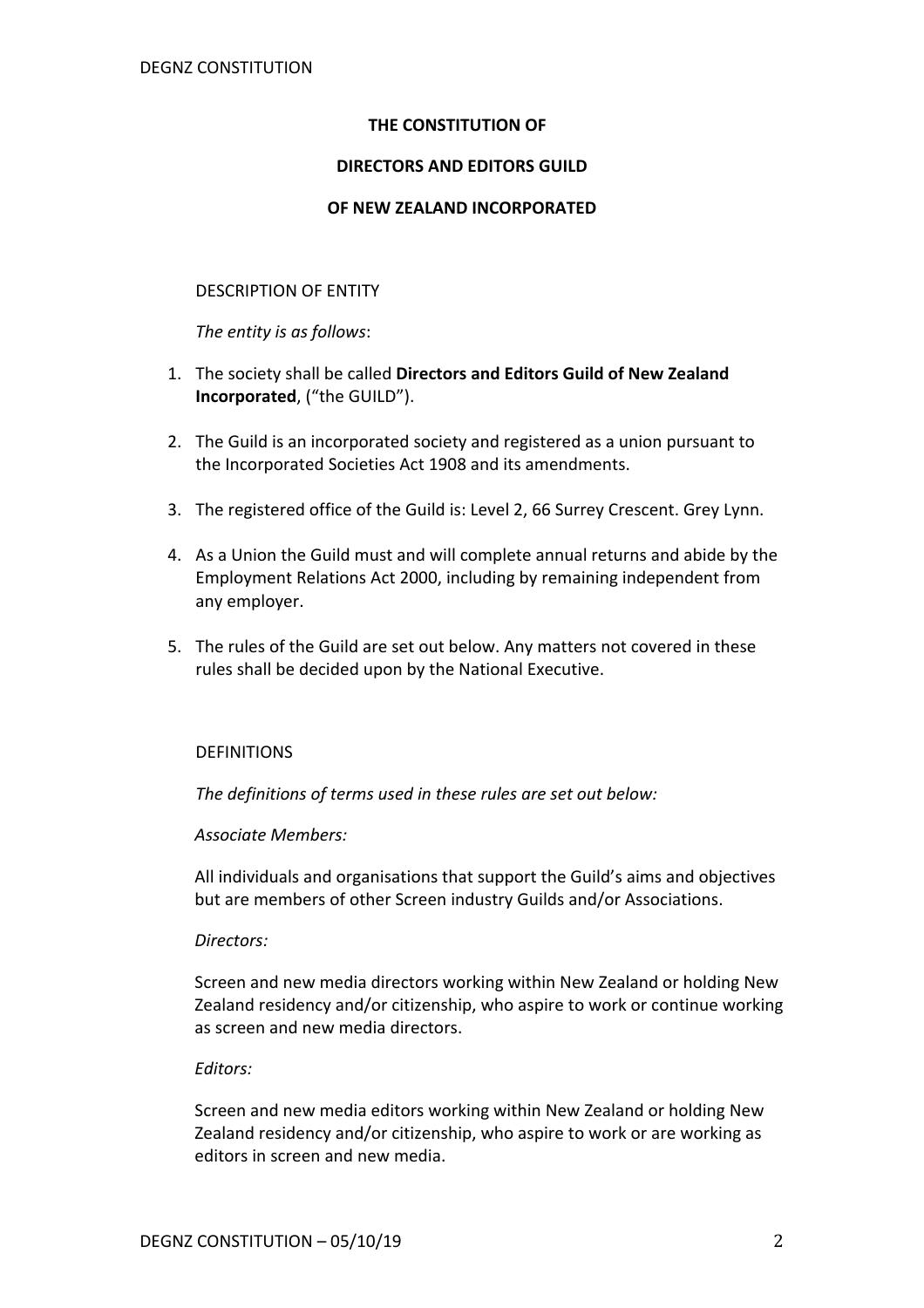**THE CONSTITUTION OF**

**DIRECTORS AND EDITORS GUILD**

**OF NEW ZEALAND INCORPORATED**

DESCRIPTION OF ENTITY

*The entity is as follows*:

1. The society shall be called **Directors and Editors Guild of New Zealand Incorporated**, ("the GUILD").

2. The Guild is an incorporated society and registered as a union pursuant to the Incorporated Societies Act 1908 and its amendments.

3. The registered office of the Guild is: Level 2, 66 Surrey Crescent. Grey Lynn.

4. As a Union the Guild must and will complete annual returns and abide by the Employment Relations Act 2000, including by remaining independent from any employer.

5. The rules of the Guild are set out below. Any matters not covered in these rules shall be decided upon by the National Executive.

DEFINITIONS

*The definitions of terms used in these rules are set out below:*

*Associate Members:*

All individuals and organisations that support the Guild's aims and objectives but are members of other Screen industry Guilds and/or Associations.

*Directors:*

Screen and new media directors working within New Zealand or holding New Zealand residency and/or citizenship, who aspire to work or continue working as screen and new media directors.

*Editors:*

Screen and new media editors working within New Zealand or holding New Zealand residency and/or citizenship, who aspire to work or are working as editors in screen and new media.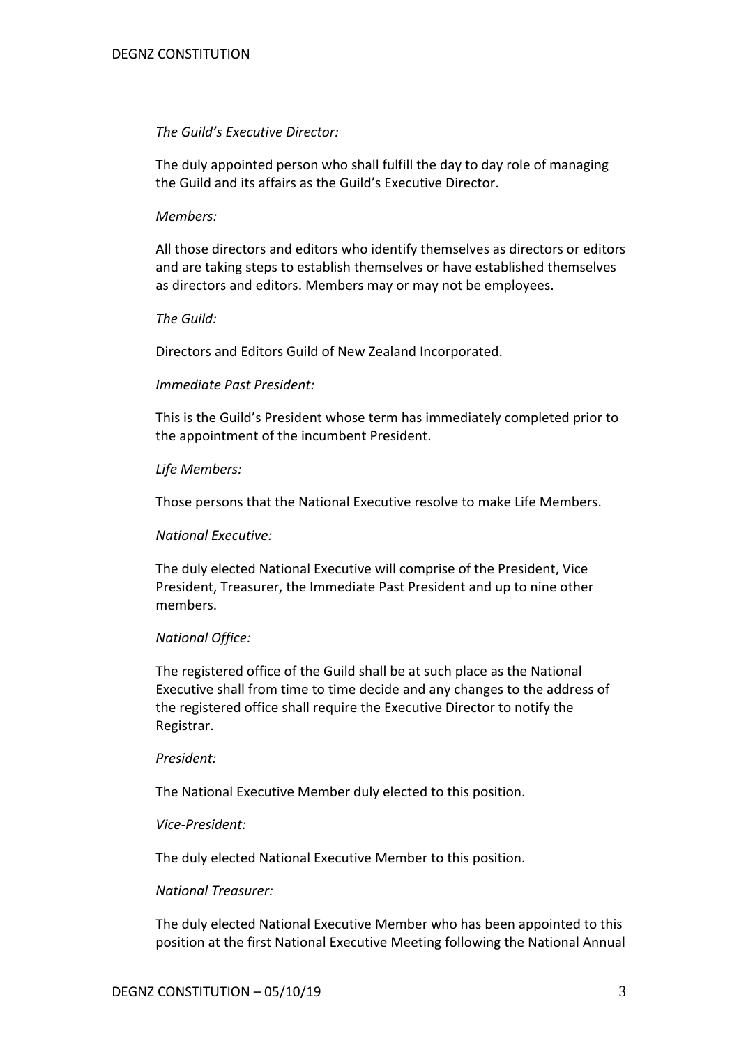*The Guild's Executive Director:*

The duly appointed person who shall fulfill the day to day role of managing the Guild and its affairs as the Guild's Executive Director.

*Members:*

All those directors and editors who identify themselves as directors or editors and are taking steps to establish themselves or have established themselves as directors and editors. Members may or may not be employees.

*The Guild:*

Directors and Editors Guild of New Zealand Incorporated.

*Immediate Past President:*

This is the Guild's President whose term has immediately completed prior to the appointment of the incumbent President.

*Life Members:*

Those persons that the National Executive resolve to make Life Members.

*National Executive:*

The duly elected National Executive will comprise of the President, Vice President, Treasurer, the Immediate Past President and up to nine other members.

*National Office:*

The registered office of the Guild shall be at such place as the National Executive shall from time to time decide and any changes to the address of the registered office shall require the Executive Director to notify the Registrar.

*President:*

The National Executive Member duly elected to this position.

*Vice-President:*

The duly elected National Executive Member to this position.

*National Treasurer:*

The duly elected National Executive Member who has been appointed to this position at the first National Executive Meeting following the National Annual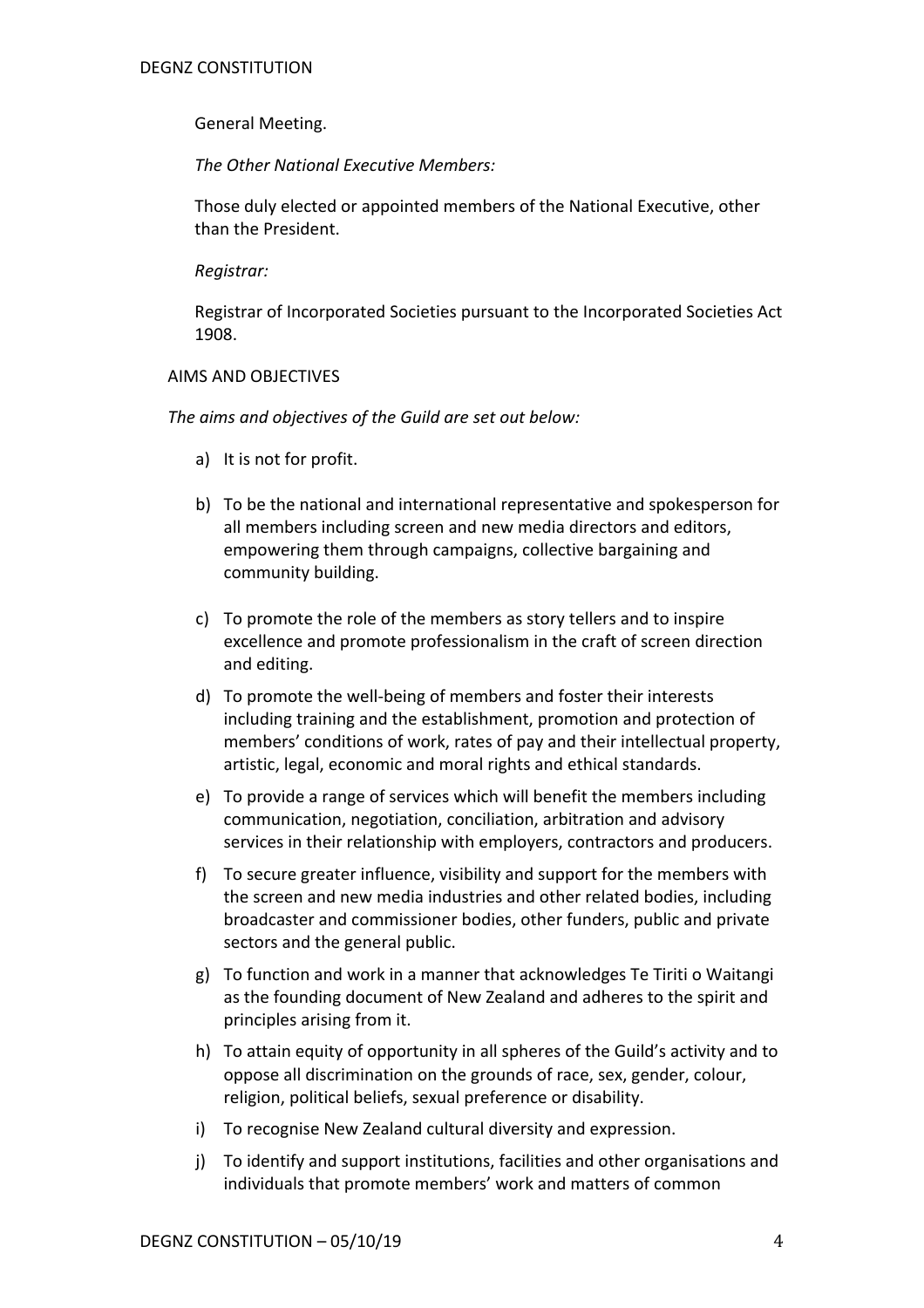General Meeting.

*The Other National Executive Members:*

Those duly elected or appointed members of the National Executive, other than the President.

*Registrar:*

Registrar of Incorporated Societies pursuant to the Incorporated Societies Act 1908.

## AIMS AND OBJECTIVES

*The aims and objectives of the Guild are set out below:*

a) It is not for profit.

b) To be the national and international representative and spokesperson for all members including screen and new media directors and editors, empowering them through campaigns, collective bargaining and community building.

c) To promote the role of the members as story tellers and to inspire excellence and promote professionalism in the craft of screen direction and editing.

d) To promote the well-being of members and foster their interests including training and the establishment, promotion and protection of members' conditions of work, rates of pay and their intellectual property, artistic, legal, economic and moral rights and ethical standards.

e) To provide a range of services which will benefit the members including communication, negotiation, conciliation, arbitration and advisory services in their relationship with employers, contractors and producers.

f) To secure greater influence, visibility and support for the members with the screen and new media industries and other related bodies, including broadcaster and commissioner bodies, other funders, public and private sectors and the general public.

g) To function and work in a manner that acknowledges Te Tiriti o Waitangi as the founding document of New Zealand and adheres to the spirit and principles arising from it.

h) To attain equity of opportunity in all spheres of the Guild's activity and to oppose all discrimination on the grounds of race, sex, gender, colour, religion, political beliefs, sexual preference or disability.

i) To recognise New Zealand cultural diversity and expression.

j) To identify and support institutions, facilities and other organisations and individuals that promote members' work and matters of common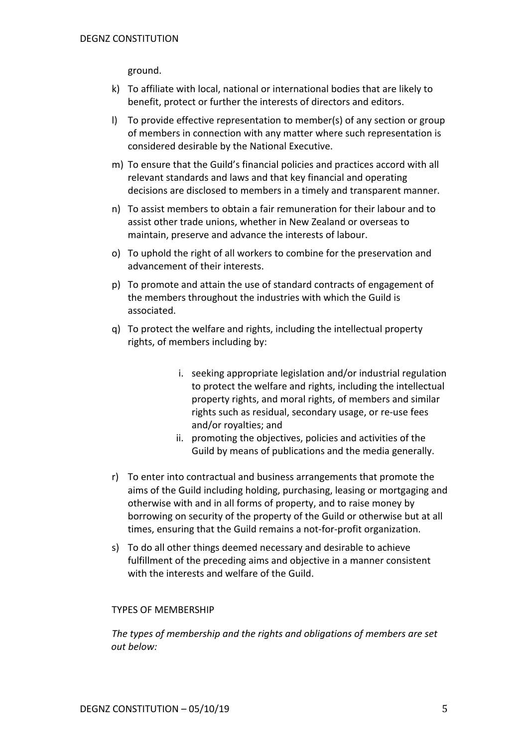ground.

k) To affiliate with local, national or international bodies that are likely to benefit, protect or further the interests of directors and editors.

l) To provide effective representation to member(s) of any section or group of members in connection with any matter where such representation is considered desirable by the National Executive.

m) To ensure that the Guild's financial policies and practices accord with all relevant standards and laws and that key financial and operating decisions are disclosed to members in a timely and transparent manner.

n) To assist members to obtain a fair remuneration for their labour and to assist other trade unions, whether in New Zealand or overseas to maintain, preserve and advance the interests of labour.

o) To uphold the right of all workers to combine for the preservation and advancement of their interests.

p) To promote and attain the use of standard contracts of engagement of the members throughout the industries with which the Guild is associated.

q) To protect the welfare and rights, including the intellectual property rights, of members including by:

    i. seeking appropriate legislation and/or industrial regulation to protect the welfare and rights, including the intellectual property rights, and moral rights, of members and similar rights such as residual, secondary usage, or re-use fees and/or royalties; and
    ii. promoting the objectives, policies and activities of the Guild by means of publications and the media generally.

r) To enter into contractual and business arrangements that promote the aims of the Guild including holding, purchasing, leasing or mortgaging and otherwise with and in all forms of property, and to raise money by borrowing on security of the property of the Guild or otherwise but at all times, ensuring that the Guild remains a not-for-profit organization.

s) To do all other things deemed necessary and desirable to achieve fulfillment of the preceding aims and objective in a manner consistent with the interests and welfare of the Guild.

TYPES OF MEMBERSHIP

*The types of membership and the rights and obligations of members are set out below:*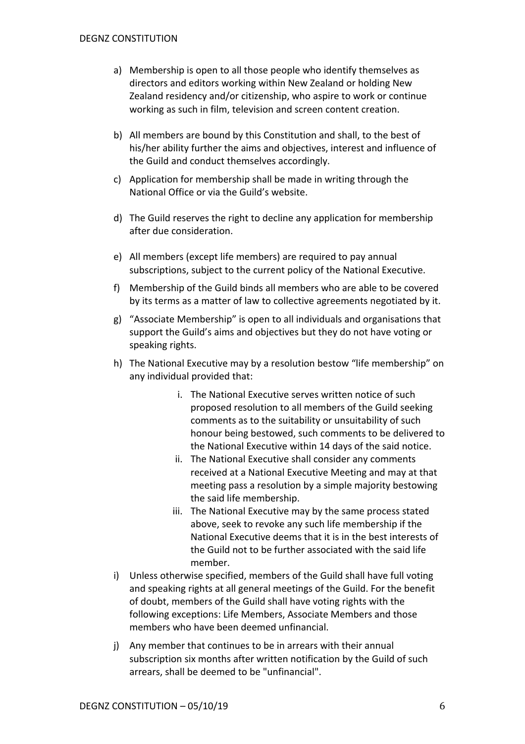a) Membership is open to all those people who identify themselves as directors and editors working within New Zealand or holding New Zealand residency and/or citizenship, who aspire to work or continue working as such in film, television and screen content creation.

b) All members are bound by this Constitution and shall, to the best of his/her ability further the aims and objectives, interest and influence of the Guild and conduct themselves accordingly.

c) Application for membership shall be made in writing through the National Office or via the Guild's website.

d) The Guild reserves the right to decline any application for membership after due consideration.

e) All members (except life members) are required to pay annual subscriptions, subject to the current policy of the National Executive.

f) Membership of the Guild binds all members who are able to be covered by its terms as a matter of law to collective agreements negotiated by it.

g) "Associate Membership" is open to all individuals and organisations that support the Guild's aims and objectives but they do not have voting or speaking rights.

h) The National Executive may by a resolution bestow "life membership" on any individual provided that:

    i. The National Executive serves written notice of such proposed resolution to all members of the Guild seeking comments as to the suitability or unsuitability of such honour being bestowed, such comments to be delivered to the National Executive within 14 days of the said notice.
    ii. The National Executive shall consider any comments received at a National Executive Meeting and may at that meeting pass a resolution by a simple majority bestowing the said life membership.
    iii. The National Executive may by the same process stated above, seek to revoke any such life membership if the National Executive deems that it is in the best interests of the Guild not to be further associated with the said life member.

i) Unless otherwise specified, members of the Guild shall have full voting and speaking rights at all general meetings of the Guild. For the benefit of doubt, members of the Guild shall have voting rights with the following exceptions: Life Members, Associate Members and those members who have been deemed unfinancial.

j) Any member that continues to be in arrears with their annual subscription six months after written notification by the Guild of such arrears, shall be deemed to be "unfinancial".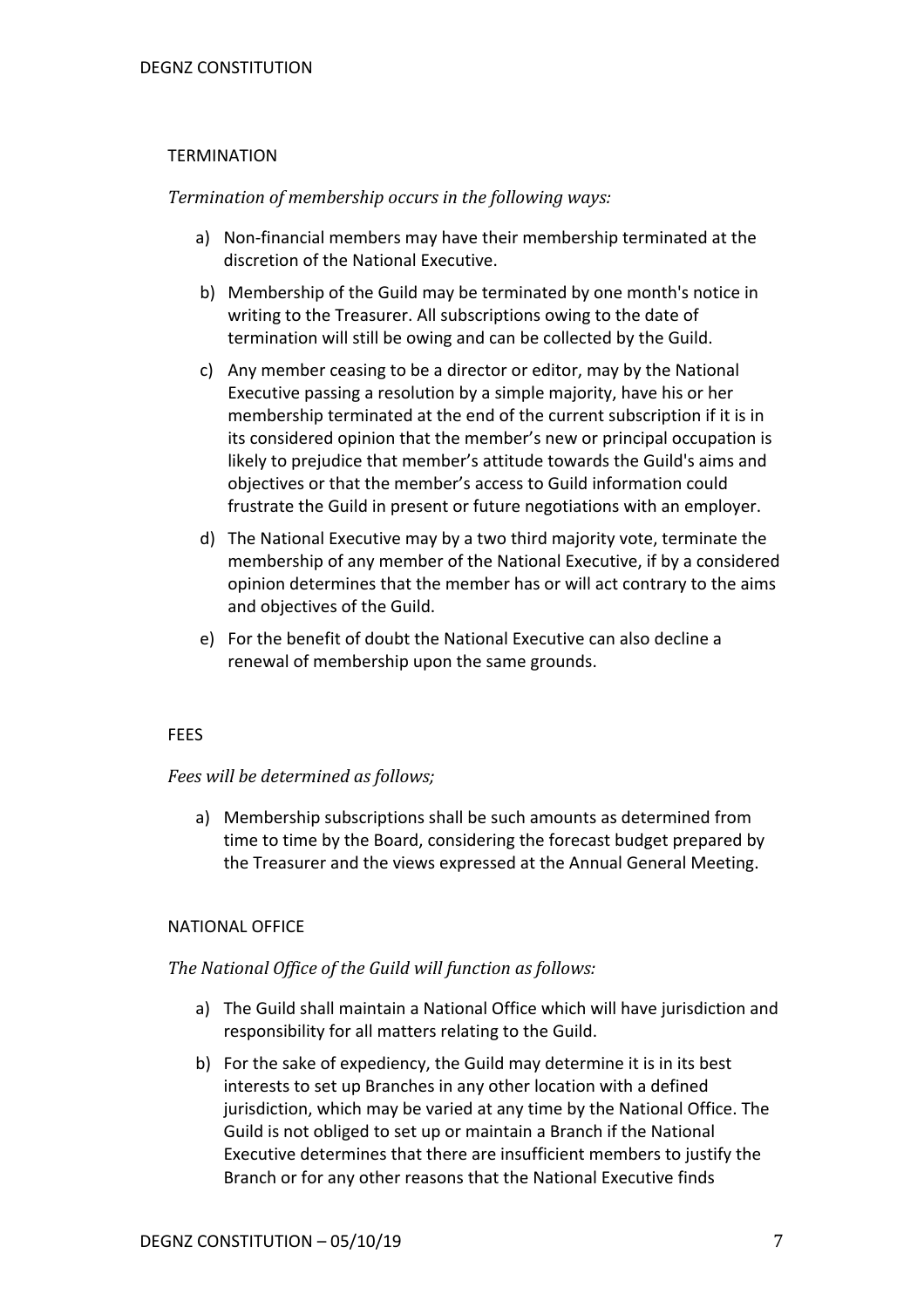## TERMINATION

*Termination of membership occurs in the following ways:*

a) Non-financial members may have their membership terminated at the discretion of the National Executive.

b) Membership of the Guild may be terminated by one month's notice in writing to the Treasurer. All subscriptions owing to the date of termination will still be owing and can be collected by the Guild.

c) Any member ceasing to be a director or editor, may by the National Executive passing a resolution by a simple majority, have his or her membership terminated at the end of the current subscription if it is in its considered opinion that the member's new or principal occupation is likely to prejudice that member's attitude towards the Guild's aims and objectives or that the member's access to Guild information could frustrate the Guild in present or future negotiations with an employer.

d) The National Executive may by a two third majority vote, terminate the membership of any member of the National Executive, if by a considered opinion determines that the member has or will act contrary to the aims and objectives of the Guild.

e) For the benefit of doubt the National Executive can also decline a renewal of membership upon the same grounds.

## FEES

*Fees will be determined as follows;*

a) Membership subscriptions shall be such amounts as determined from time to time by the Board, considering the forecast budget prepared by the Treasurer and the views expressed at the Annual General Meeting.

## NATIONAL OFFICE

*The National Office of the Guild will function as follows:*

a) The Guild shall maintain a National Office which will have jurisdiction and responsibility for all matters relating to the Guild.

b) For the sake of expediency, the Guild may determine it is in its best interests to set up Branches in any other location with a defined jurisdiction, which may be varied at any time by the National Office. The Guild is not obliged to set up or maintain a Branch if the National Executive determines that there are insufficient members to justify the Branch or for any other reasons that the National Executive finds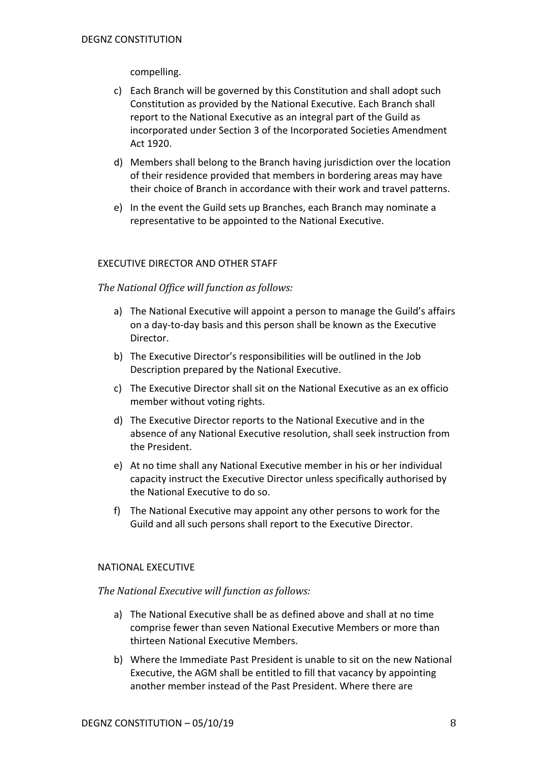compelling.

c) Each Branch will be governed by this Constitution and shall adopt such Constitution as provided by the National Executive. Each Branch shall report to the National Executive as an integral part of the Guild as incorporated under Section 3 of the Incorporated Societies Amendment Act 1920.

d) Members shall belong to the Branch having jurisdiction over the location of their residence provided that members in bordering areas may have their choice of Branch in accordance with their work and travel patterns.

e) In the event the Guild sets up Branches, each Branch may nominate a representative to be appointed to the National Executive.

## EXECUTIVE DIRECTOR AND OTHER STAFF

*The National Office will function as follows:*

a) The National Executive will appoint a person to manage the Guild's affairs on a day-to-day basis and this person shall be known as the Executive Director.

b) The Executive Director's responsibilities will be outlined in the Job Description prepared by the National Executive.

c) The Executive Director shall sit on the National Executive as an ex officio member without voting rights.

d) The Executive Director reports to the National Executive and in the absence of any National Executive resolution, shall seek instruction from the President.

e) At no time shall any National Executive member in his or her individual capacity instruct the Executive Director unless specifically authorised by the National Executive to do so.

f) The National Executive may appoint any other persons to work for the Guild and all such persons shall report to the Executive Director.

## NATIONAL EXECUTIVE

*The National Executive will function as follows:*

a) The National Executive shall be as defined above and shall at no time comprise fewer than seven National Executive Members or more than thirteen National Executive Members.

b) Where the Immediate Past President is unable to sit on the new National Executive, the AGM shall be entitled to fill that vacancy by appointing another member instead of the Past President. Where there are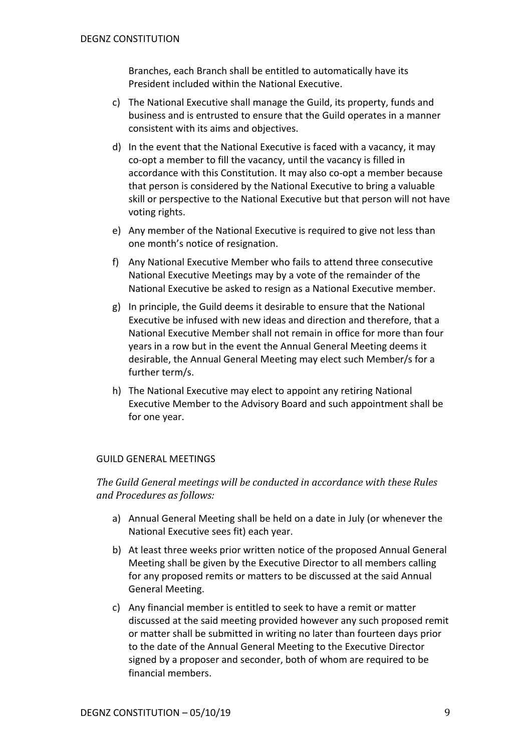Branches, each Branch shall be entitled to automatically have its President included within the National Executive.

c) The National Executive shall manage the Guild, its property, funds and business and is entrusted to ensure that the Guild operates in a manner consistent with its aims and objectives.

d) In the event that the National Executive is faced with a vacancy, it may co-opt a member to fill the vacancy, until the vacancy is filled in accordance with this Constitution. It may also co-opt a member because that person is considered by the National Executive to bring a valuable skill or perspective to the National Executive but that person will not have voting rights.

e) Any member of the National Executive is required to give not less than one month's notice of resignation.

f) Any National Executive Member who fails to attend three consecutive National Executive Meetings may by a vote of the remainder of the National Executive be asked to resign as a National Executive member.

g) In principle, the Guild deems it desirable to ensure that the National Executive be infused with new ideas and direction and therefore, that a National Executive Member shall not remain in office for more than four years in a row but in the event the Annual General Meeting deems it desirable, the Annual General Meeting may elect such Member/s for a further term/s.

h) The National Executive may elect to appoint any retiring National Executive Member to the Advisory Board and such appointment shall be for one year.

## GUILD GENERAL MEETINGS

*The Guild General meetings will be conducted in accordance with these Rules and Procedures as follows:*

a) Annual General Meeting shall be held on a date in July (or whenever the National Executive sees fit) each year.

b) At least three weeks prior written notice of the proposed Annual General Meeting shall be given by the Executive Director to all members calling for any proposed remits or matters to be discussed at the said Annual General Meeting.

c) Any financial member is entitled to seek to have a remit or matter discussed at the said meeting provided however any such proposed remit or matter shall be submitted in writing no later than fourteen days prior to the date of the Annual General Meeting to the Executive Director signed by a proposer and seconder, both of whom are required to be financial members.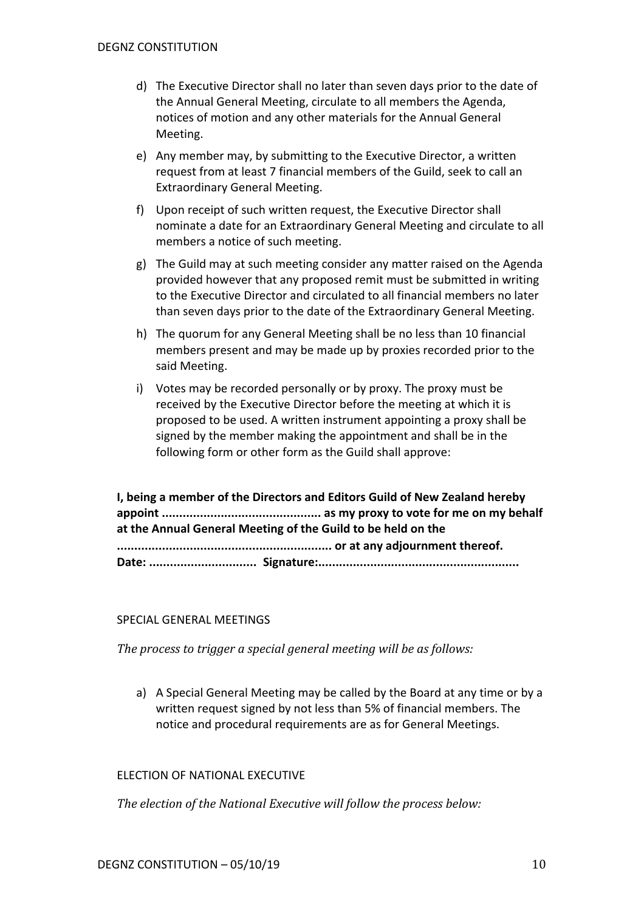d) The Executive Director shall no later than seven days prior to the date of the Annual General Meeting, circulate to all members the Agenda, notices of motion and any other materials for the Annual General Meeting.

e) Any member may, by submitting to the Executive Director, a written request from at least 7 financial members of the Guild, seek to call an Extraordinary General Meeting.

f) Upon receipt of such written request, the Executive Director shall nominate a date for an Extraordinary General Meeting and circulate to all members a notice of such meeting.

g) The Guild may at such meeting consider any matter raised on the Agenda provided however that any proposed remit must be submitted in writing to the Executive Director and circulated to all financial members no later than seven days prior to the date of the Extraordinary General Meeting.

h) The quorum for any General Meeting shall be no less than 10 financial members present and may be made up by proxies recorded prior to the said Meeting.

i) Votes may be recorded personally or by proxy. The proxy must be received by the Executive Director before the meeting at which it is proposed to be used. A written instrument appointing a proxy shall be signed by the member making the appointment and shall be in the following form or other form as the Guild shall approve:

**I, being a member of the Directors and Editors Guild of New Zealand hereby appoint ............................................ as my proxy to vote for me on my behalf at the Annual General Meeting of the Guild to be held on the ............................................................ or at any adjournment thereof.**
**Date: .............................. Signature:........................................................**

SPECIAL GENERAL MEETINGS

*The process to trigger a special general meeting will be as follows:*

a) A Special General Meeting may be called by the Board at any time or by a written request signed by not less than 5% of financial members. The notice and procedural requirements are as for General Meetings.

ELECTION OF NATIONAL EXECUTIVE

*The election of the National Executive will follow the process below:*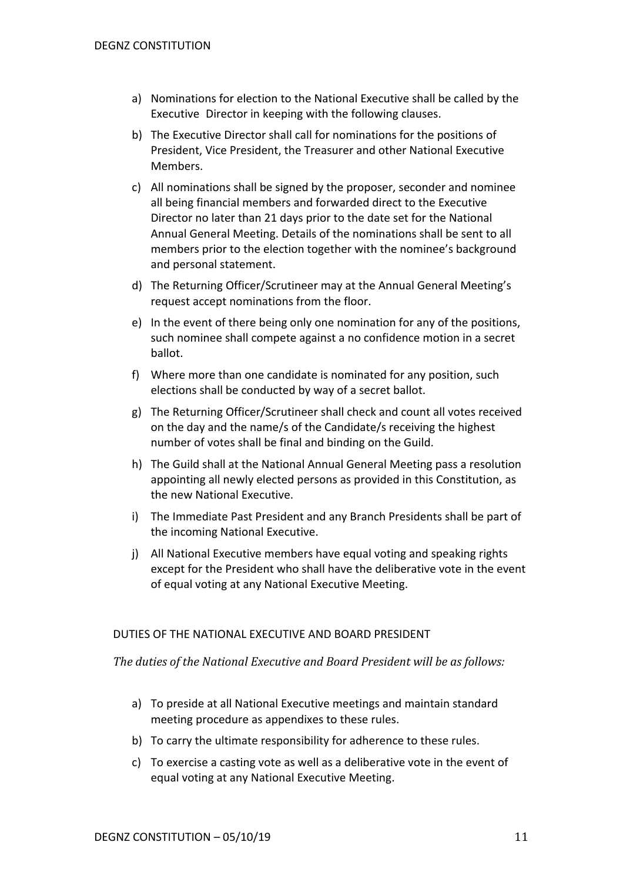a) Nominations for election to the National Executive shall be called by the Executive Director in keeping with the following clauses.

b) The Executive Director shall call for nominations for the positions of President, Vice President, the Treasurer and other National Executive Members.

c) All nominations shall be signed by the proposer, seconder and nominee all being financial members and forwarded direct to the Executive Director no later than 21 days prior to the date set for the National Annual General Meeting. Details of the nominations shall be sent to all members prior to the election together with the nominee's background and personal statement.

d) The Returning Officer/Scrutineer may at the Annual General Meeting's request accept nominations from the floor.

e) In the event of there being only one nomination for any of the positions, such nominee shall compete against a no confidence motion in a secret ballot.

f) Where more than one candidate is nominated for any position, such elections shall be conducted by way of a secret ballot.

g) The Returning Officer/Scrutineer shall check and count all votes received on the day and the name/s of the Candidate/s receiving the highest number of votes shall be final and binding on the Guild.

h) The Guild shall at the National Annual General Meeting pass a resolution appointing all newly elected persons as provided in this Constitution, as the new National Executive.

i) The Immediate Past President and any Branch Presidents shall be part of the incoming National Executive.

j) All National Executive members have equal voting and speaking rights except for the President who shall have the deliberative vote in the event of equal voting at any National Executive Meeting.

## DUTIES OF THE NATIONAL EXECUTIVE AND BOARD PRESIDENT

*The duties of the National Executive and Board President will be as follows:*

a) To preside at all National Executive meetings and maintain standard meeting procedure as appendixes to these rules.

b) To carry the ultimate responsibility for adherence to these rules.

c) To exercise a casting vote as well as a deliberative vote in the event of equal voting at any National Executive Meeting.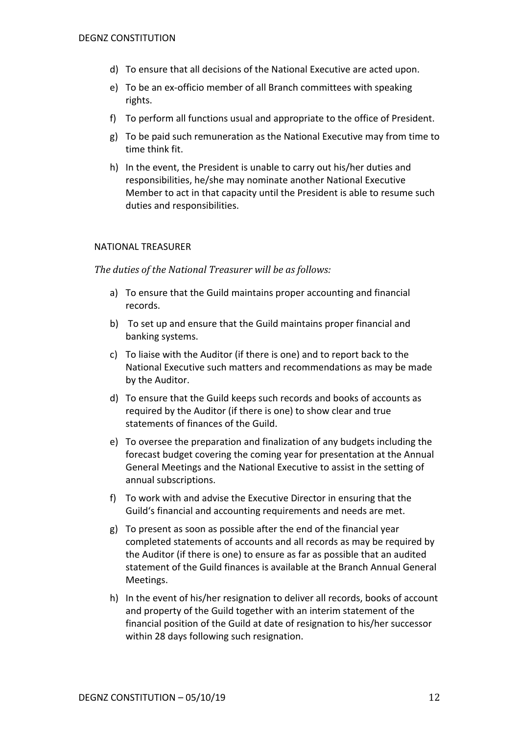d) To ensure that all decisions of the National Executive are acted upon.

e) To be an ex-officio member of all Branch committees with speaking rights.

f) To perform all functions usual and appropriate to the office of President.

g) To be paid such remuneration as the National Executive may from time to time think fit.

h) In the event, the President is unable to carry out his/her duties and responsibilities, he/she may nominate another National Executive Member to act in that capacity until the President is able to resume such duties and responsibilities.

NATIONAL TREASURER

*The duties of the National Treasurer will be as follows:*

a) To ensure that the Guild maintains proper accounting and financial records.

b) To set up and ensure that the Guild maintains proper financial and banking systems.

c) To liaise with the Auditor (if there is one) and to report back to the National Executive such matters and recommendations as may be made by the Auditor.

d) To ensure that the Guild keeps such records and books of accounts as required by the Auditor (if there is one) to show clear and true statements of finances of the Guild.

e) To oversee the preparation and finalization of any budgets including the forecast budget covering the coming year for presentation at the Annual General Meetings and the National Executive to assist in the setting of annual subscriptions.

f) To work with and advise the Executive Director in ensuring that the Guild's financial and accounting requirements and needs are met.

g) To present as soon as possible after the end of the financial year completed statements of accounts and all records as may be required by the Auditor (if there is one) to ensure as far as possible that an audited statement of the Guild finances is available at the Branch Annual General Meetings.

h) In the event of his/her resignation to deliver all records, books of account and property of the Guild together with an interim statement of the financial position of the Guild at date of resignation to his/her successor within 28 days following such resignation.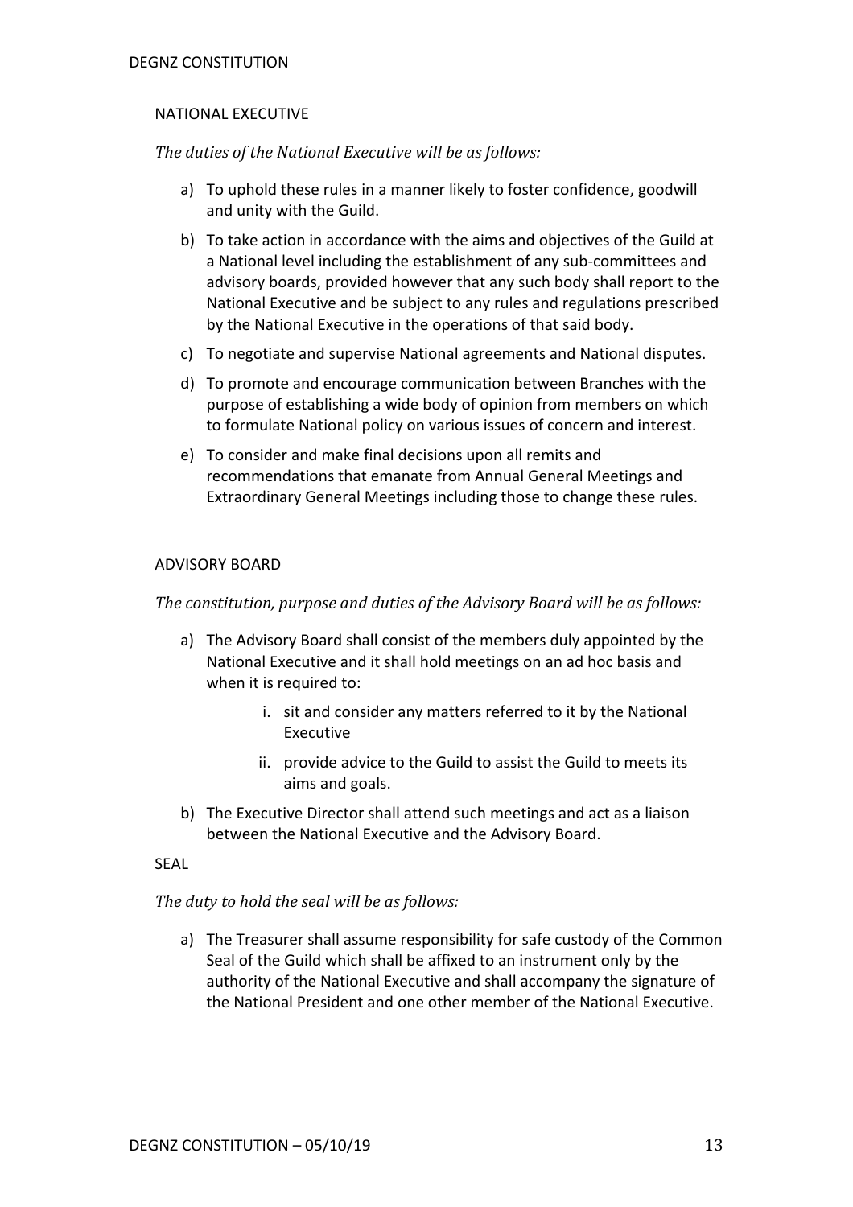## NATIONAL EXECUTIVE

*The duties of the National Executive will be as follows:*

a) To uphold these rules in a manner likely to foster confidence, goodwill and unity with the Guild.

b) To take action in accordance with the aims and objectives of the Guild at a National level including the establishment of any sub-committees and advisory boards, provided however that any such body shall report to the National Executive and be subject to any rules and regulations prescribed by the National Executive in the operations of that said body.

c) To negotiate and supervise National agreements and National disputes.

d) To promote and encourage communication between Branches with the purpose of establishing a wide body of opinion from members on which to formulate National policy on various issues of concern and interest.

e) To consider and make final decisions upon all remits and recommendations that emanate from Annual General Meetings and Extraordinary General Meetings including those to change these rules.

## ADVISORY BOARD

*The constitution, purpose and duties of the Advisory Board will be as follows:*

a) The Advisory Board shall consist of the members duly appointed by the National Executive and it shall hold meetings on an ad hoc basis and when it is required to:

   i. sit and consider any matters referred to it by the National Executive

   ii. provide advice to the Guild to assist the Guild to meets its aims and goals.

b) The Executive Director shall attend such meetings and act as a liaison between the National Executive and the Advisory Board.

## SEAL

*The duty to hold the seal will be as follows:*

a) The Treasurer shall assume responsibility for safe custody of the Common Seal of the Guild which shall be affixed to an instrument only by the authority of the National Executive and shall accompany the signature of the National President and one other member of the National Executive.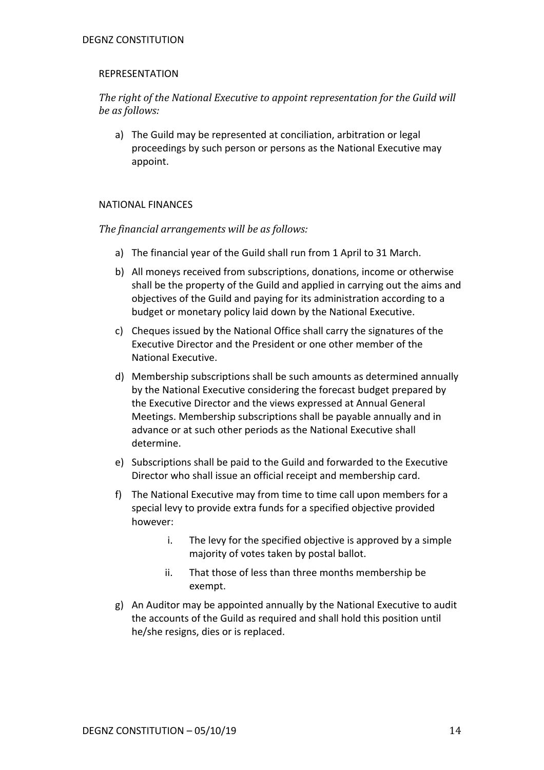## REPRESENTATION

*The right of the National Executive to appoint representation for the Guild will be as follows:*

a) The Guild may be represented at conciliation, arbitration or legal proceedings by such person or persons as the National Executive may appoint.

## NATIONAL FINANCES

*The financial arrangements will be as follows:*

a) The financial year of the Guild shall run from 1 April to 31 March.

b) All moneys received from subscriptions, donations, income or otherwise shall be the property of the Guild and applied in carrying out the aims and objectives of the Guild and paying for its administration according to a budget or monetary policy laid down by the National Executive.

c) Cheques issued by the National Office shall carry the signatures of the Executive Director and the President or one other member of the National Executive.

d) Membership subscriptions shall be such amounts as determined annually by the National Executive considering the forecast budget prepared by the Executive Director and the views expressed at Annual General Meetings. Membership subscriptions shall be payable annually and in advance or at such other periods as the National Executive shall determine.

e) Subscriptions shall be paid to the Guild and forwarded to the Executive Director who shall issue an official receipt and membership card.

f) The National Executive may from time to time call upon members for a special levy to provide extra funds for a specified objective provided however:

    i. The levy for the specified objective is approved by a simple majority of votes taken by postal ballot.

    ii. That those of less than three months membership be exempt.

g) An Auditor may be appointed annually by the National Executive to audit the accounts of the Guild as required and shall hold this position until he/she resigns, dies or is replaced.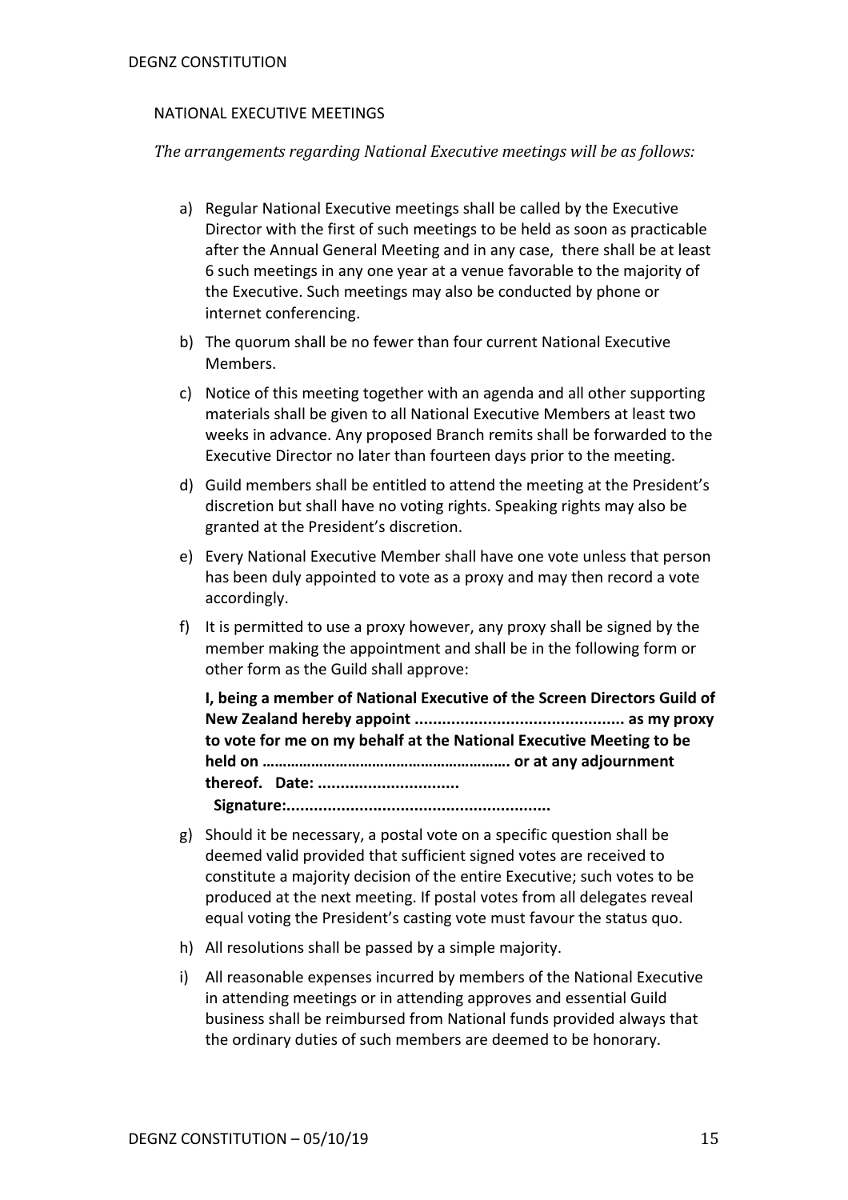## NATIONAL EXECUTIVE MEETINGS

*The arrangements regarding National Executive meetings will be as follows:*

a) Regular National Executive meetings shall be called by the Executive Director with the first of such meetings to be held as soon as practicable after the Annual General Meeting and in any case, there shall be at least 6 such meetings in any one year at a venue favorable to the majority of the Executive. Such meetings may also be conducted by phone or internet conferencing.

b) The quorum shall be no fewer than four current National Executive Members.

c) Notice of this meeting together with an agenda and all other supporting materials shall be given to all National Executive Members at least two weeks in advance. Any proposed Branch remits shall be forwarded to the Executive Director no later than fourteen days prior to the meeting.

d) Guild members shall be entitled to attend the meeting at the President's discretion but shall have no voting rights. Speaking rights may also be granted at the President's discretion.

e) Every National Executive Member shall have one vote unless that person has been duly appointed to vote as a proxy and may then record a vote accordingly.

f) It is permitted to use a proxy however, any proxy shall be signed by the member making the appointment and shall be in the following form or other form as the Guild shall approve:

   **I, being a member of National Executive of the Screen Directors Guild of New Zealand hereby appoint ............................................ as my proxy to vote for me on my behalf at the National Executive Meeting to be held on …………………………………………………. or at any adjournment thereof. Date: .............................. Signature:.........................................................**

g) Should it be necessary, a postal vote on a specific question shall be deemed valid provided that sufficient signed votes are received to constitute a majority decision of the entire Executive; such votes to be produced at the next meeting. If postal votes from all delegates reveal equal voting the President's casting vote must favour the status quo.

h) All resolutions shall be passed by a simple majority.

i) All reasonable expenses incurred by members of the National Executive in attending meetings or in attending approves and essential Guild business shall be reimbursed from National funds provided always that the ordinary duties of such members are deemed to be honorary.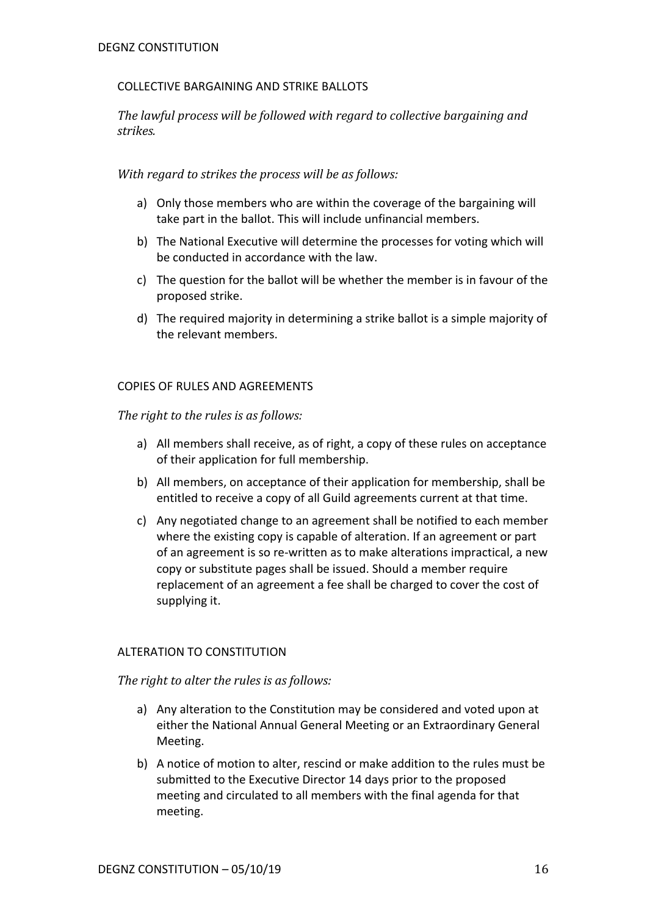## COLLECTIVE BARGAINING AND STRIKE BALLOTS

*The lawful process will be followed with regard to collective bargaining and strikes.*

*With regard to strikes the process will be as follows:*

a) Only those members who are within the coverage of the bargaining will take part in the ballot. This will include unfinancial members.

b) The National Executive will determine the processes for voting which will be conducted in accordance with the law.

c) The question for the ballot will be whether the member is in favour of the proposed strike.

d) The required majority in determining a strike ballot is a simple majority of the relevant members.

## COPIES OF RULES AND AGREEMENTS

*The right to the rules is as follows:*

a) All members shall receive, as of right, a copy of these rules on acceptance of their application for full membership.

b) All members, on acceptance of their application for membership, shall be entitled to receive a copy of all Guild agreements current at that time.

c) Any negotiated change to an agreement shall be notified to each member where the existing copy is capable of alteration. If an agreement or part of an agreement is so re-written as to make alterations impractical, a new copy or substitute pages shall be issued. Should a member require replacement of an agreement a fee shall be charged to cover the cost of supplying it.

## ALTERATION TO CONSTITUTION

*The right to alter the rules is as follows:*

a) Any alteration to the Constitution may be considered and voted upon at either the National Annual General Meeting or an Extraordinary General Meeting.

b) A notice of motion to alter, rescind or make addition to the rules must be submitted to the Executive Director 14 days prior to the proposed meeting and circulated to all members with the final agenda for that meeting.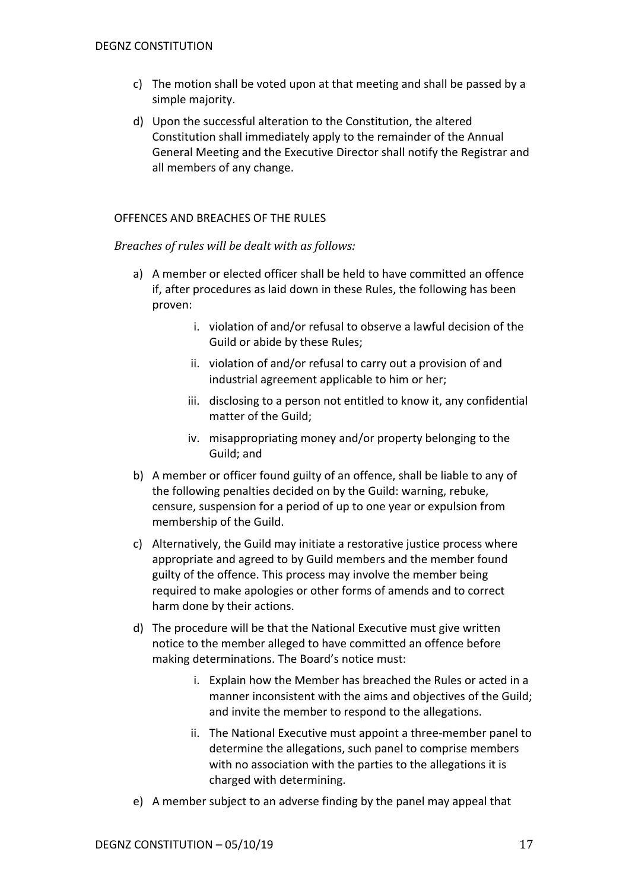c) The motion shall be voted upon at that meeting and shall be passed by a simple majority.

d) Upon the successful alteration to the Constitution, the altered Constitution shall immediately apply to the remainder of the Annual General Meeting and the Executive Director shall notify the Registrar and all members of any change.

## OFFENCES AND BREACHES OF THE RULES

*Breaches of rules will be dealt with as follows:*

a) A member or elected officer shall be held to have committed an offence if, after procedures as laid down in these Rules, the following has been proven:

   i. violation of and/or refusal to observe a lawful decision of the Guild or abide by these Rules;

   ii. violation of and/or refusal to carry out a provision of and industrial agreement applicable to him or her;

   iii. disclosing to a person not entitled to know it, any confidential matter of the Guild;

   iv. misappropriating money and/or property belonging to the Guild; and

b) A member or officer found guilty of an offence, shall be liable to any of the following penalties decided on by the Guild: warning, rebuke, censure, suspension for a period of up to one year or expulsion from membership of the Guild.

c) Alternatively, the Guild may initiate a restorative justice process where appropriate and agreed to by Guild members and the member found guilty of the offence. This process may involve the member being required to make apologies or other forms of amends and to correct harm done by their actions.

d) The procedure will be that the National Executive must give written notice to the member alleged to have committed an offence before making determinations. The Board's notice must:

   i. Explain how the Member has breached the Rules or acted in a manner inconsistent with the aims and objectives of the Guild; and invite the member to respond to the allegations.

   ii. The National Executive must appoint a three-member panel to determine the allegations, such panel to comprise members with no association with the parties to the allegations it is charged with determining.

e) A member subject to an adverse finding by the panel may appeal that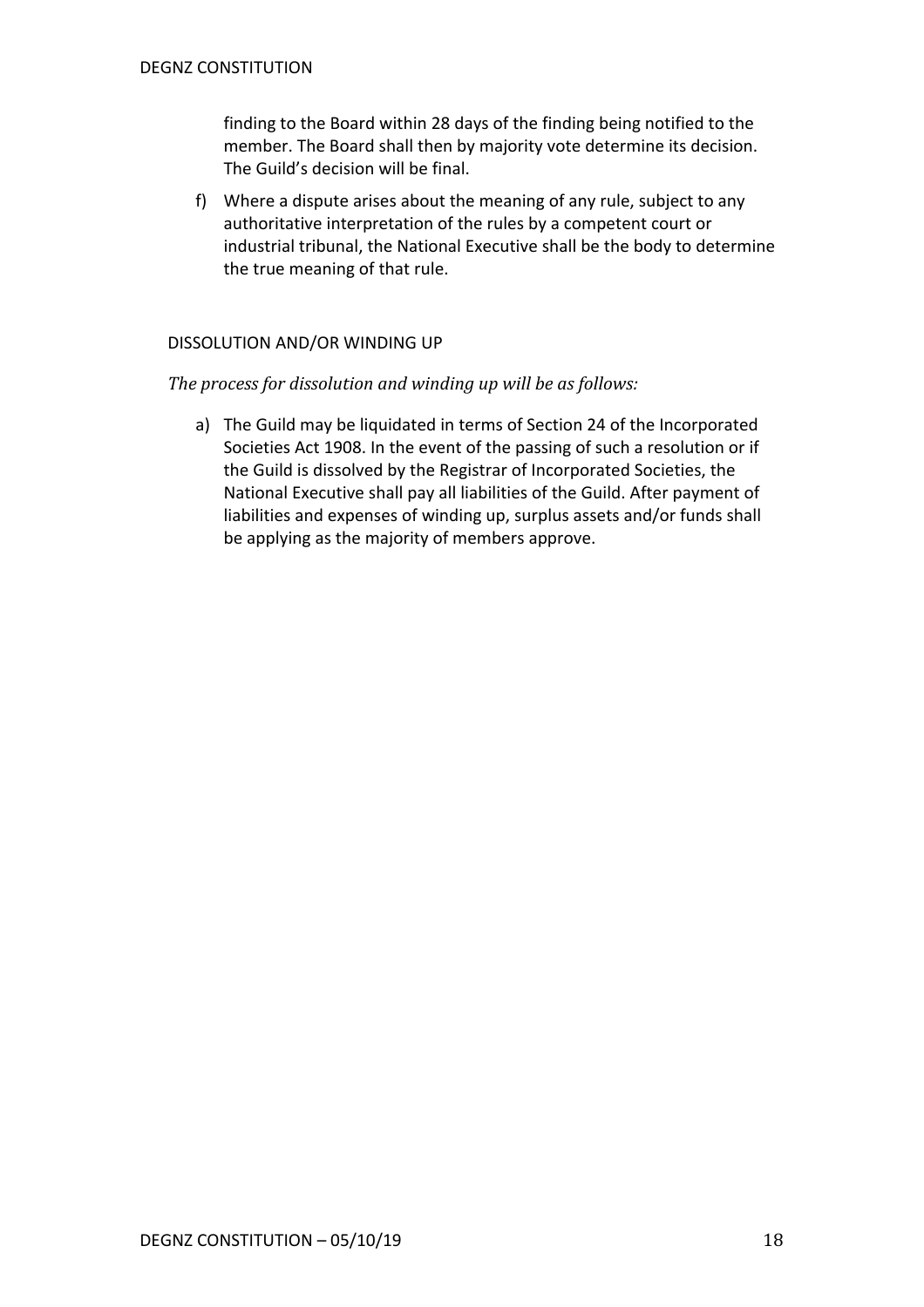finding to the Board within 28 days of the finding being notified to the member. The Board shall then by majority vote determine its decision. The Guild's decision will be final.

f) Where a dispute arises about the meaning of any rule, subject to any authoritative interpretation of the rules by a competent court or industrial tribunal, the National Executive shall be the body to determine the true meaning of that rule.

## DISSOLUTION AND/OR WINDING UP

*The process for dissolution and winding up will be as follows:*

a) The Guild may be liquidated in terms of Section 24 of the Incorporated Societies Act 1908. In the event of the passing of such a resolution or if the Guild is dissolved by the Registrar of Incorporated Societies, the National Executive shall pay all liabilities of the Guild. After payment of liabilities and expenses of winding up, surplus assets and/or funds shall be applying as the majority of members approve.